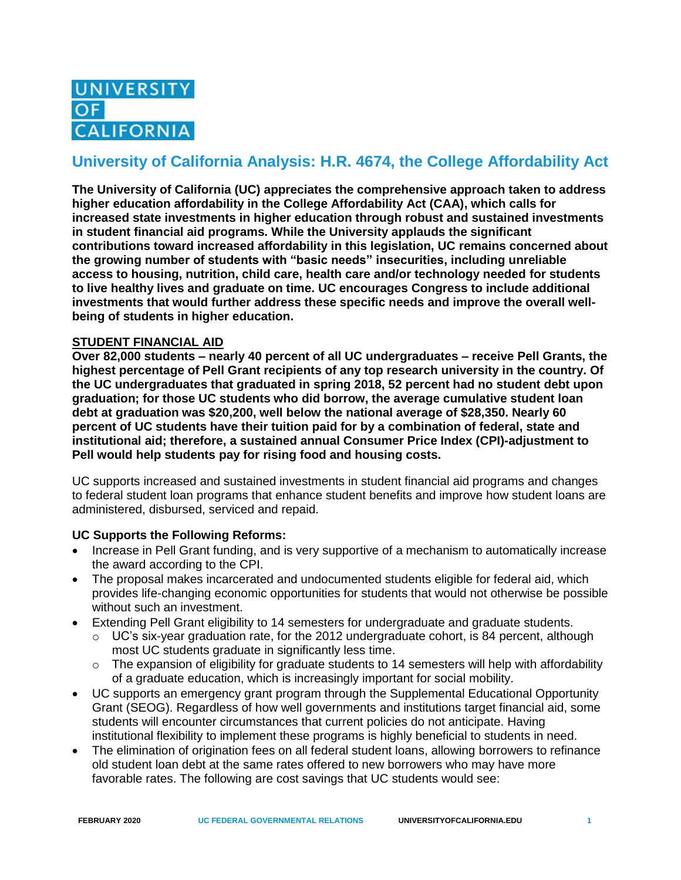UNIVERSITY OF CALIFORNIA

# University of California Analysis: H.R. 4674, the College Affordability Act

**The University of California (UC) appreciates the comprehensive approach taken to address higher education affordability in the College Affordability Act (CAA), which calls for increased state investments in higher education through robust and sustained investments in student financial aid programs. While the University applauds the significant contributions toward increased affordability in this legislation, UC remains concerned about the growing number of students with "basic needs" insecurities, including unreliable access to housing, nutrition, child care, health care and/or technology needed for students to live healthy lives and graduate on time. UC encourages Congress to include additional investments that would further address these specific needs and improve the overall well-being of students in higher education.**

## STUDENT FINANCIAL AID

**Over 82,000 students – nearly 40 percent of all UC undergraduates – receive Pell Grants, the highest percentage of Pell Grant recipients of any top research university in the country. Of the UC undergraduates that graduated in spring 2018, 52 percent had no student debt upon graduation; for those UC students who did borrow, the average cumulative student loan debt at graduation was $20,200, well below the national average of $28,350. Nearly 60 percent of UC students have their tuition paid for by a combination of federal, state and institutional aid; therefore, a sustained annual Consumer Price Index (CPI)-adjustment to Pell would help students pay for rising food and housing costs.**

UC supports increased and sustained investments in student financial aid programs and changes to federal student loan programs that enhance student benefits and improve how student loans are administered, disbursed, serviced and repaid.

**UC Supports the Following Reforms:**

- Increase in Pell Grant funding, and is very supportive of a mechanism to automatically increase the award according to the CPI.
- The proposal makes incarcerated and undocumented students eligible for federal aid, which provides life-changing economic opportunities for students that would not otherwise be possible without such an investment.
- Extending Pell Grant eligibility to 14 semesters for undergraduate and graduate students.
  - UC's six-year graduation rate, for the 2012 undergraduate cohort, is 84 percent, although most UC students graduate in significantly less time.
  - The expansion of eligibility for graduate students to 14 semesters will help with affordability of a graduate education, which is increasingly important for social mobility.
- UC supports an emergency grant program through the Supplemental Educational Opportunity Grant (SEOG). Regardless of how well governments and institutions target financial aid, some students will encounter circumstances that current policies do not anticipate. Having institutional flexibility to implement these programs is highly beneficial to students in need.
- The elimination of origination fees on all federal student loans, allowing borrowers to refinance old student loan debt at the same rates offered to new borrowers who may have more favorable rates. The following are cost savings that UC students would see: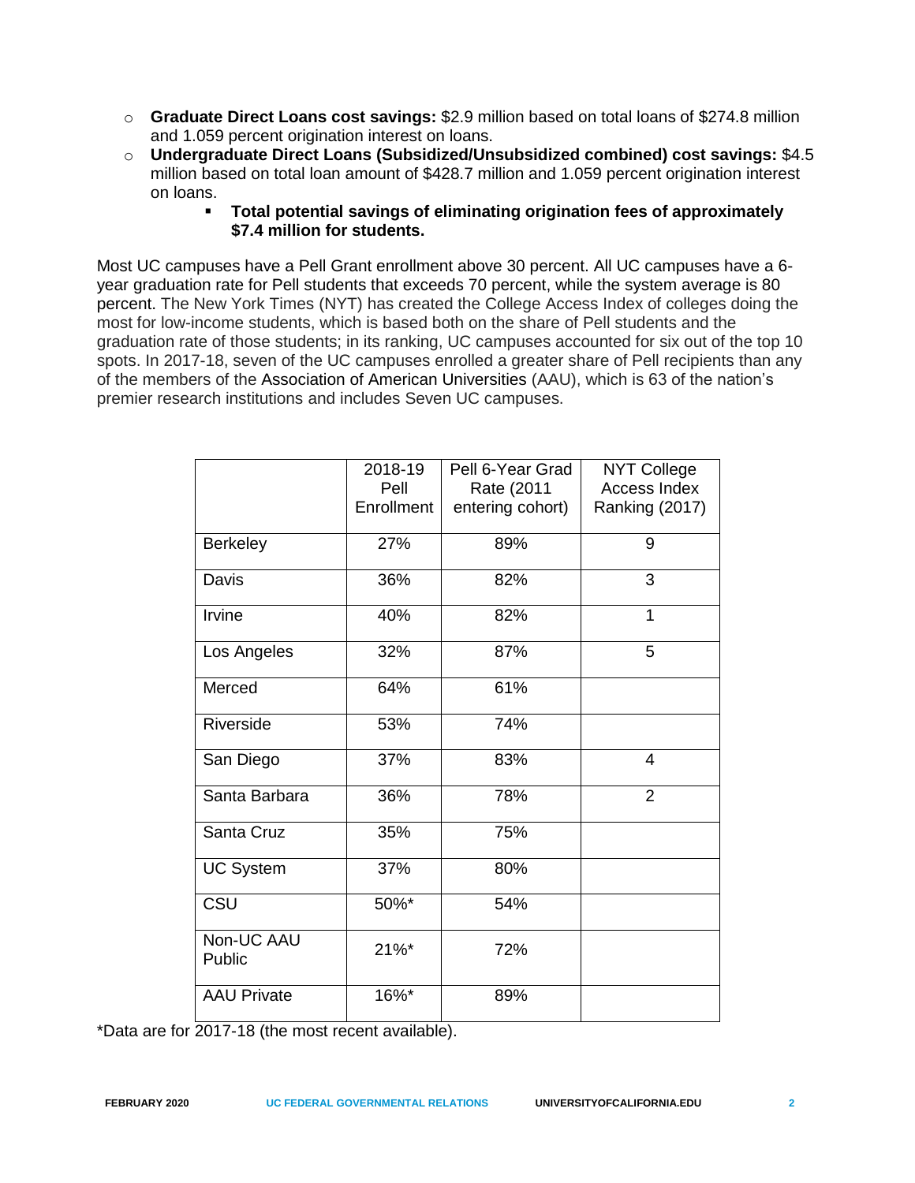- **Graduate Direct Loans cost savings:** $2.9 million based on total loans of $274.8 million and 1.059 percent origination interest on loans.
- **Undergraduate Direct Loans (Subsidized/Unsubsidized combined) cost savings:** $4.5 million based on total loan amount of $428.7 million and 1.059 percent origination interest on loans.
    - **Total potential savings of eliminating origination fees of approximately $7.4 million for students.**

Most UC campuses have a Pell Grant enrollment above 30 percent. All UC campuses have a 6-year graduation rate for Pell students that exceeds 70 percent, while the system average is 80 percent. The New York Times (NYT) has created the College Access Index of colleges doing the most for low-income students, which is based both on the share of Pell students and the graduation rate of those students; in its ranking, UC campuses accounted for six out of the top 10 spots. In 2017-18, seven of the UC campuses enrolled a greater share of Pell recipients than any of the members of the Association of American Universities (AAU), which is 63 of the nation's premier research institutions and includes Seven UC campuses.

| | 2018-19 Pell Enrollment | Pell 6-Year Grad Rate (2011 entering cohort) | NYT College Access Index Ranking (2017) |
|---|---|---|---|
| Berkeley | 27% | 89% | 9 |
| Davis | 36% | 82% | 3 |
| Irvine | 40% | 82% | 1 |
| Los Angeles | 32% | 87% | 5 |
| Merced | 64% | 61% | |
| Riverside | 53% | 74% | |
| San Diego | 37% | 83% | 4 |
| Santa Barbara | 36% | 78% | 2 |
| Santa Cruz | 35% | 75% | |
| UC System | 37% | 80% | |
| CSU | 50%* | 54% | |
| Non-UC AAU Public | 21%* | 72% | |
| AAU Private | 16%* | 89% | |

*Data are for 2017-18 (the most recent available).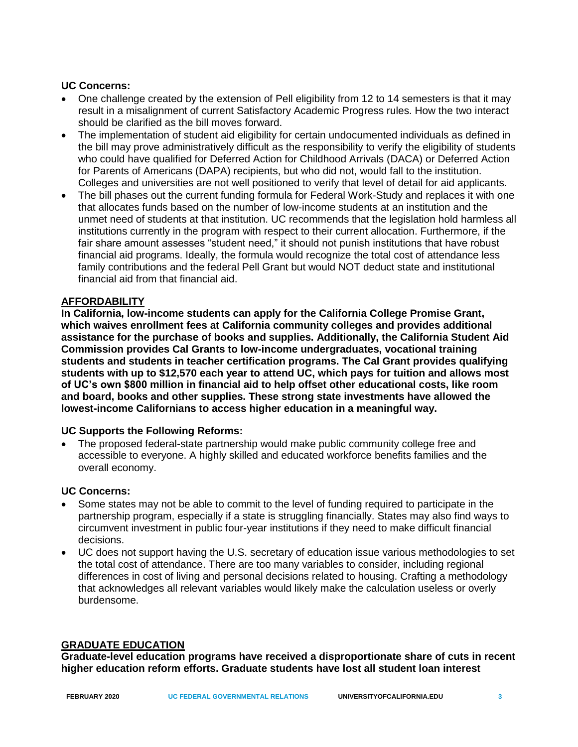**UC Concerns:**

- One challenge created by the extension of Pell eligibility from 12 to 14 semesters is that it may result in a misalignment of current Satisfactory Academic Progress rules. How the two interact should be clarified as the bill moves forward.
- The implementation of student aid eligibility for certain undocumented individuals as defined in the bill may prove administratively difficult as the responsibility to verify the eligibility of students who could have qualified for Deferred Action for Childhood Arrivals (DACA) or Deferred Action for Parents of Americans (DAPA) recipients, but who did not, would fall to the institution. Colleges and universities are not well positioned to verify that level of detail for aid applicants.
- The bill phases out the current funding formula for Federal Work-Study and replaces it with one that allocates funds based on the number of low-income students at an institution and the unmet need of students at that institution. UC recommends that the legislation hold harmless all institutions currently in the program with respect to their current allocation. Furthermore, if the fair share amount assesses "student need," it should not punish institutions that have robust financial aid programs. Ideally, the formula would recognize the total cost of attendance less family contributions and the federal Pell Grant but would NOT deduct state and institutional financial aid from that financial aid.

## AFFORDABILITY

**In California, low-income students can apply for the California College Promise Grant, which waives enrollment fees at California community colleges and provides additional assistance for the purchase of books and supplies. Additionally, the California Student Aid Commission provides Cal Grants to low-income undergraduates, vocational training students and students in teacher certification programs. The Cal Grant provides qualifying students with up to $12,570 each year to attend UC, which pays for tuition and allows most of UC's own $800 million in financial aid to help offset other educational costs, like room and board, books and other supplies. These strong state investments have allowed the lowest-income Californians to access higher education in a meaningful way.**

**UC Supports the Following Reforms:**

- The proposed federal-state partnership would make public community college free and accessible to everyone. A highly skilled and educated workforce benefits families and the overall economy.

**UC Concerns:**

- Some states may not be able to commit to the level of funding required to participate in the partnership program, especially if a state is struggling financially. States may also find ways to circumvent investment in public four-year institutions if they need to make difficult financial decisions.
- UC does not support having the U.S. secretary of education issue various methodologies to set the total cost of attendance. There are too many variables to consider, including regional differences in cost of living and personal decisions related to housing. Crafting a methodology that acknowledges all relevant variables would likely make the calculation useless or overly burdensome.

## GRADUATE EDUCATION

**Graduate-level education programs have received a disproportionate share of cuts in recent higher education reform efforts. Graduate students have lost all student loan interest**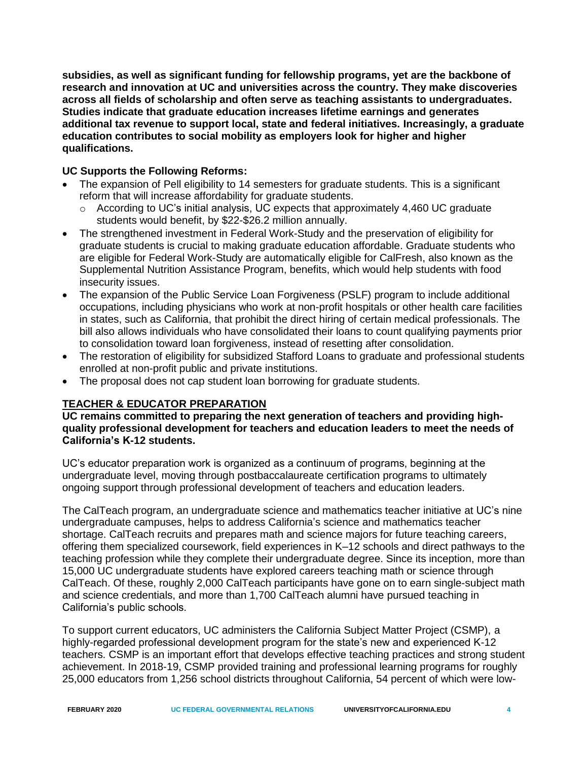**subsidies, as well as significant funding for fellowship programs, yet are the backbone of research and innovation at UC and universities across the country. They make discoveries across all fields of scholarship and often serve as teaching assistants to undergraduates. Studies indicate that graduate education increases lifetime earnings and generates additional tax revenue to support local, state and federal initiatives. Increasingly, a graduate education contributes to social mobility as employers look for higher and higher qualifications.**

**UC Supports the Following Reforms:**

- The expansion of Pell eligibility to 14 semesters for graduate students. This is a significant reform that will increase affordability for graduate students.
    - According to UC's initial analysis, UC expects that approximately 4,460 UC graduate students would benefit, by $22-$26.2 million annually.
- The strengthened investment in Federal Work-Study and the preservation of eligibility for graduate students is crucial to making graduate education affordable. Graduate students who are eligible for Federal Work-Study are automatically eligible for CalFresh, also known as the Supplemental Nutrition Assistance Program, benefits, which would help students with food insecurity issues.
- The expansion of the Public Service Loan Forgiveness (PSLF) program to include additional occupations, including physicians who work at non-profit hospitals or other health care facilities in states, such as California, that prohibit the direct hiring of certain medical professionals. The bill also allows individuals who have consolidated their loans to count qualifying payments prior to consolidation toward loan forgiveness, instead of resetting after consolidation.
- The restoration of eligibility for subsidized Stafford Loans to graduate and professional students enrolled at non-profit public and private institutions.
- The proposal does not cap student loan borrowing for graduate students.

## TEACHER & EDUCATOR PREPARATION

**UC remains committed to preparing the next generation of teachers and providing high-quality professional development for teachers and education leaders to meet the needs of California's K-12 students.**

UC's educator preparation work is organized as a continuum of programs, beginning at the undergraduate level, moving through postbaccalaureate certification programs to ultimately ongoing support through professional development of teachers and education leaders.

The CalTeach program, an undergraduate science and mathematics teacher initiative at UC's nine undergraduate campuses, helps to address California's science and mathematics teacher shortage. CalTeach recruits and prepares math and science majors for future teaching careers, offering them specialized coursework, field experiences in K–12 schools and direct pathways to the teaching profession while they complete their undergraduate degree. Since its inception, more than 15,000 UC undergraduate students have explored careers teaching math or science through CalTeach. Of these, roughly 2,000 CalTeach participants have gone on to earn single-subject math and science credentials, and more than 1,700 CalTeach alumni have pursued teaching in California's public schools.

To support current educators, UC administers the California Subject Matter Project (CSMP), a highly-regarded professional development program for the state's new and experienced K-12 teachers. CSMP is an important effort that develops effective teaching practices and strong student achievement. In 2018-19, CSMP provided training and professional learning programs for roughly 25,000 educators from 1,256 school districts throughout California, 54 percent of which were low-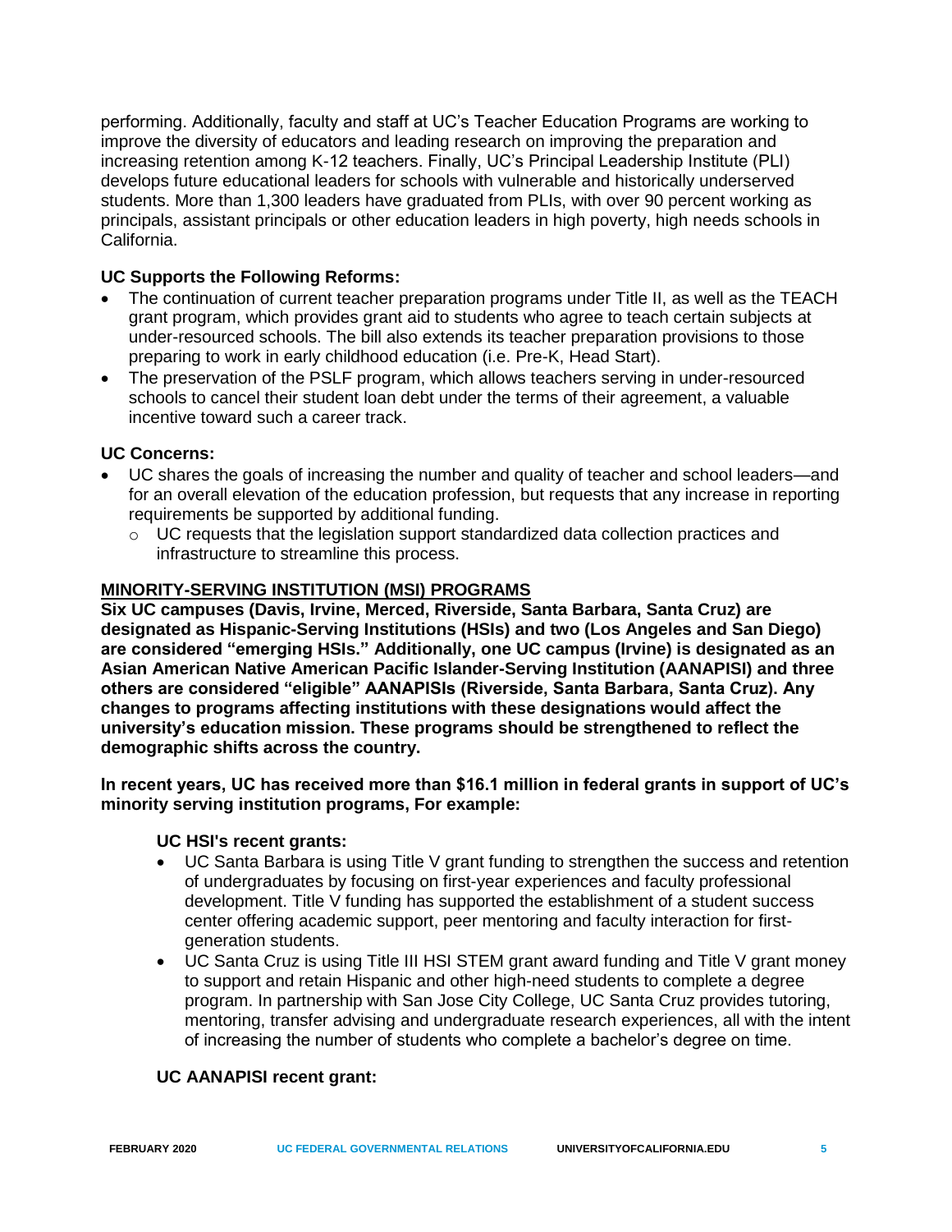performing. Additionally, faculty and staff at UC's Teacher Education Programs are working to improve the diversity of educators and leading research on improving the preparation and increasing retention among K-12 teachers. Finally, UC's Principal Leadership Institute (PLI) develops future educational leaders for schools with vulnerable and historically underserved students. More than 1,300 leaders have graduated from PLIs, with over 90 percent working as principals, assistant principals or other education leaders in high poverty, high needs schools in California.

**UC Supports the Following Reforms:**

- The continuation of current teacher preparation programs under Title II, as well as the TEACH grant program, which provides grant aid to students who agree to teach certain subjects at under-resourced schools. The bill also extends its teacher preparation provisions to those preparing to work in early childhood education (i.e. Pre-K, Head Start).
- The preservation of the PSLF program, which allows teachers serving in under-resourced schools to cancel their student loan debt under the terms of their agreement, a valuable incentive toward such a career track.

**UC Concerns:**

- UC shares the goals of increasing the number and quality of teacher and school leaders—and for an overall elevation of the education profession, but requests that any increase in reporting requirements be supported by additional funding.
  - UC requests that the legislation support standardized data collection practices and infrastructure to streamline this process.

## MINORITY-SERVING INSTITUTION (MSI) PROGRAMS

**Six UC campuses (Davis, Irvine, Merced, Riverside, Santa Barbara, Santa Cruz) are designated as Hispanic-Serving Institutions (HSIs) and two (Los Angeles and San Diego) are considered "emerging HSIs." Additionally, one UC campus (Irvine) is designated as an Asian American Native American Pacific Islander-Serving Institution (AANAPISI) and three others are considered "eligible" AANAPISIs (Riverside, Santa Barbara, Santa Cruz). Any changes to programs affecting institutions with these designations would affect the university's education mission. These programs should be strengthened to reflect the demographic shifts across the country.**

**In recent years, UC has received more than $16.1 million in federal grants in support of UC's minority serving institution programs, For example:**

**UC HSI's recent grants:**

- UC Santa Barbara is using Title V grant funding to strengthen the success and retention of undergraduates by focusing on first-year experiences and faculty professional development. Title V funding has supported the establishment of a student success center offering academic support, peer mentoring and faculty interaction for first-generation students.
- UC Santa Cruz is using Title III HSI STEM grant award funding and Title V grant money to support and retain Hispanic and other high-need students to complete a degree program. In partnership with San Jose City College, UC Santa Cruz provides tutoring, mentoring, transfer advising and undergraduate research experiences, all with the intent of increasing the number of students who complete a bachelor's degree on time.

**UC AANAPISI recent grant:**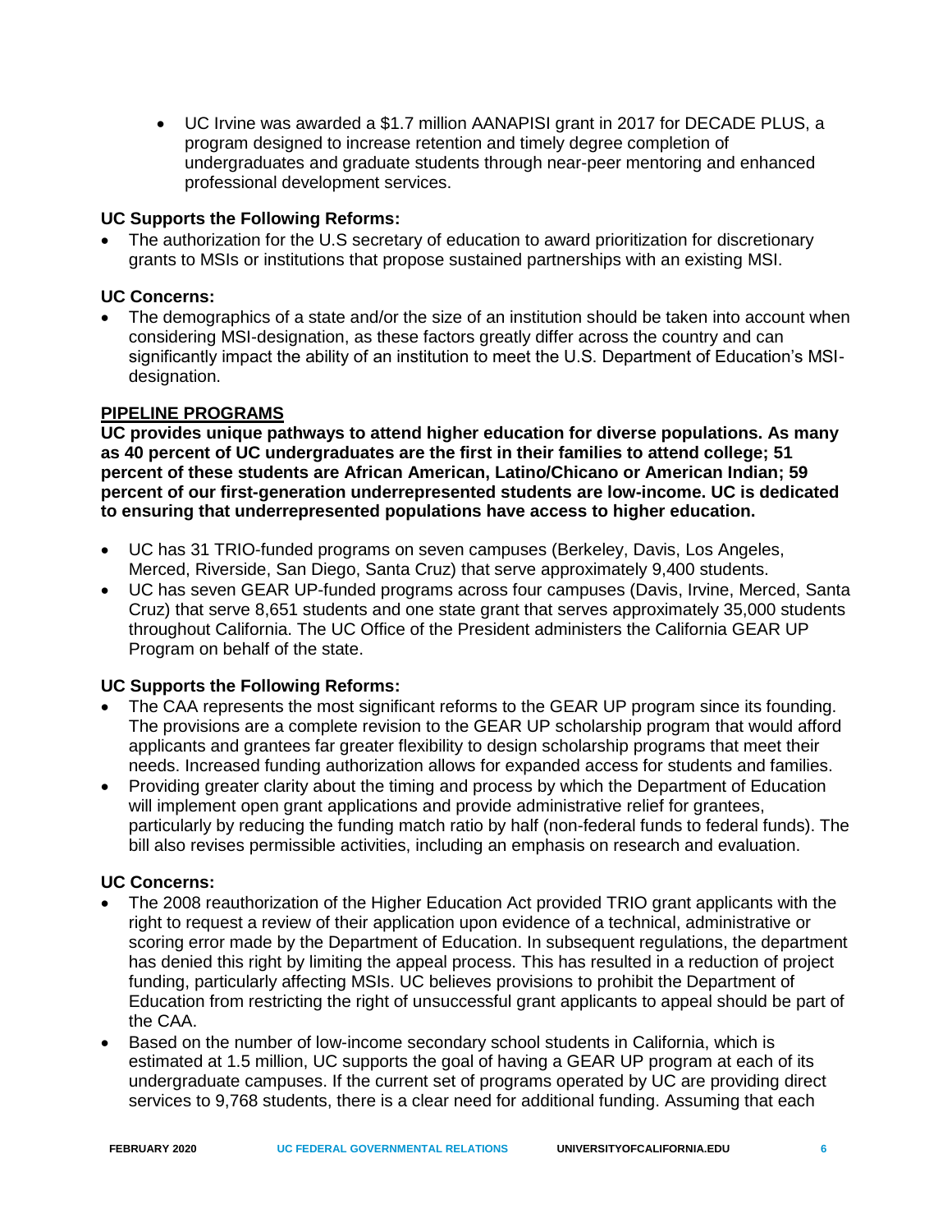- UC Irvine was awarded a $1.7 million AANAPISI grant in 2017 for DECADE PLUS, a program designed to increase retention and timely degree completion of undergraduates and graduate students through near-peer mentoring and enhanced professional development services.

**UC Supports the Following Reforms:**

- The authorization for the U.S secretary of education to award prioritization for discretionary grants to MSIs or institutions that propose sustained partnerships with an existing MSI.

**UC Concerns:**

- The demographics of a state and/or the size of an institution should be taken into account when considering MSI-designation, as these factors greatly differ across the country and can significantly impact the ability of an institution to meet the U.S. Department of Education's MSI-designation.

## PIPELINE PROGRAMS

**UC provides unique pathways to attend higher education for diverse populations. As many as 40 percent of UC undergraduates are the first in their families to attend college; 51 percent of these students are African American, Latino/Chicano or American Indian; 59 percent of our first-generation underrepresented students are low-income. UC is dedicated to ensuring that underrepresented populations have access to higher education.**

- UC has 31 TRIO-funded programs on seven campuses (Berkeley, Davis, Los Angeles, Merced, Riverside, San Diego, Santa Cruz) that serve approximately 9,400 students.
- UC has seven GEAR UP-funded programs across four campuses (Davis, Irvine, Merced, Santa Cruz) that serve 8,651 students and one state grant that serves approximately 35,000 students throughout California. The UC Office of the President administers the California GEAR UP Program on behalf of the state.

**UC Supports the Following Reforms:**

- The CAA represents the most significant reforms to the GEAR UP program since its founding. The provisions are a complete revision to the GEAR UP scholarship program that would afford applicants and grantees far greater flexibility to design scholarship programs that meet their needs. Increased funding authorization allows for expanded access for students and families.
- Providing greater clarity about the timing and process by which the Department of Education will implement open grant applications and provide administrative relief for grantees, particularly by reducing the funding match ratio by half (non-federal funds to federal funds). The bill also revises permissible activities, including an emphasis on research and evaluation.

**UC Concerns:**

- The 2008 reauthorization of the Higher Education Act provided TRIO grant applicants with the right to request a review of their application upon evidence of a technical, administrative or scoring error made by the Department of Education. In subsequent regulations, the department has denied this right by limiting the appeal process. This has resulted in a reduction of project funding, particularly affecting MSIs. UC believes provisions to prohibit the Department of Education from restricting the right of unsuccessful grant applicants to appeal should be part of the CAA.
- Based on the number of low-income secondary school students in California, which is estimated at 1.5 million, UC supports the goal of having a GEAR UP program at each of its undergraduate campuses. If the current set of programs operated by UC are providing direct services to 9,768 students, there is a clear need for additional funding. Assuming that each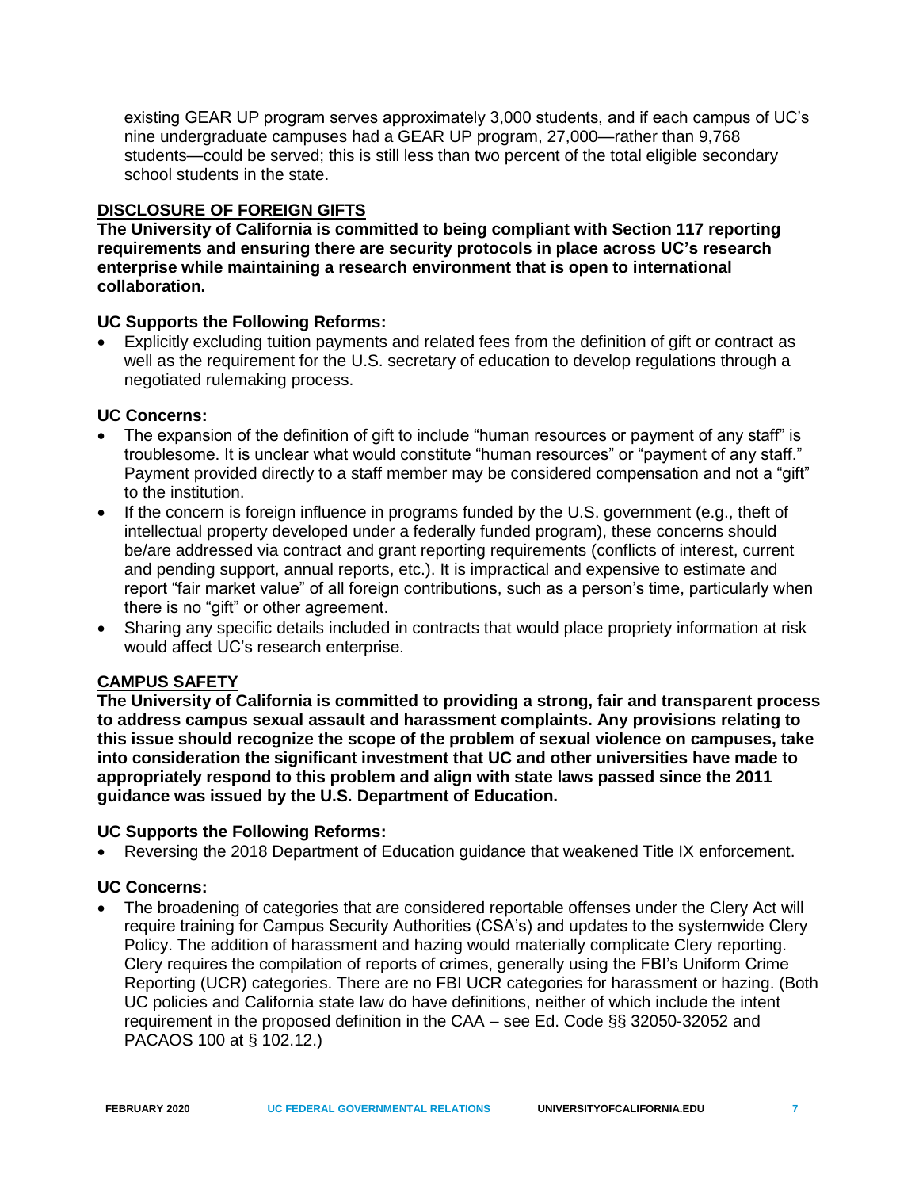existing GEAR UP program serves approximately 3,000 students, and if each campus of UC's nine undergraduate campuses had a GEAR UP program, 27,000—rather than 9,768 students—could be served; this is still less than two percent of the total eligible secondary school students in the state.

## DISCLOSURE OF FOREIGN GIFTS

**The University of California is committed to being compliant with Section 117 reporting requirements and ensuring there are security protocols in place across UC's research enterprise while maintaining a research environment that is open to international collaboration.**

### UC Supports the Following Reforms:

- Explicitly excluding tuition payments and related fees from the definition of gift or contract as well as the requirement for the U.S. secretary of education to develop regulations through a negotiated rulemaking process.

### UC Concerns:

- The expansion of the definition of gift to include "human resources or payment of any staff" is troublesome. It is unclear what would constitute "human resources" or "payment of any staff." Payment provided directly to a staff member may be considered compensation and not a "gift" to the institution.
- If the concern is foreign influence in programs funded by the U.S. government (e.g., theft of intellectual property developed under a federally funded program), these concerns should be/are addressed via contract and grant reporting requirements (conflicts of interest, current and pending support, annual reports, etc.). It is impractical and expensive to estimate and report "fair market value" of all foreign contributions, such as a person's time, particularly when there is no "gift" or other agreement.
- Sharing any specific details included in contracts that would place propriety information at risk would affect UC's research enterprise.

## CAMPUS SAFETY

**The University of California is committed to providing a strong, fair and transparent process to address campus sexual assault and harassment complaints. Any provisions relating to this issue should recognize the scope of the problem of sexual violence on campuses, take into consideration the significant investment that UC and other universities have made to appropriately respond to this problem and align with state laws passed since the 2011 guidance was issued by the U.S. Department of Education.**

### UC Supports the Following Reforms:

- Reversing the 2018 Department of Education guidance that weakened Title IX enforcement.

### UC Concerns:

- The broadening of categories that are considered reportable offenses under the Clery Act will require training for Campus Security Authorities (CSA's) and updates to the systemwide Clery Policy. The addition of harassment and hazing would materially complicate Clery reporting. Clery requires the compilation of reports of crimes, generally using the FBI's Uniform Crime Reporting (UCR) categories. There are no FBI UCR categories for harassment or hazing. (Both UC policies and California state law do have definitions, neither of which include the intent requirement in the proposed definition in the CAA – see Ed. Code §§ 32050-32052 and PACAOS 100 at § 102.12.)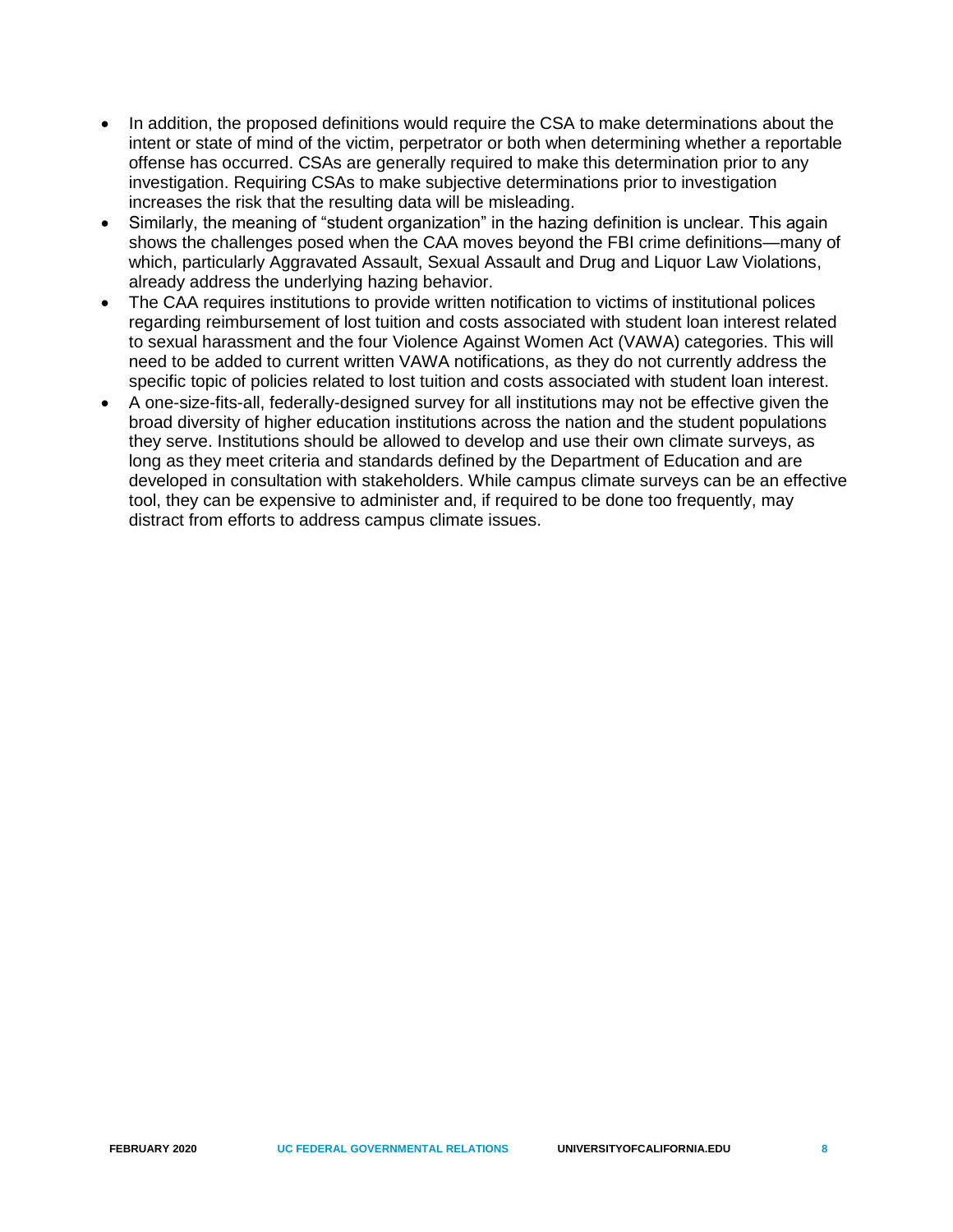- In addition, the proposed definitions would require the CSA to make determinations about the intent or state of mind of the victim, perpetrator or both when determining whether a reportable offense has occurred. CSAs are generally required to make this determination prior to any investigation. Requiring CSAs to make subjective determinations prior to investigation increases the risk that the resulting data will be misleading.
- Similarly, the meaning of "student organization" in the hazing definition is unclear. This again shows the challenges posed when the CAA moves beyond the FBI crime definitions—many of which, particularly Aggravated Assault, Sexual Assault and Drug and Liquor Law Violations, already address the underlying hazing behavior.
- The CAA requires institutions to provide written notification to victims of institutional polices regarding reimbursement of lost tuition and costs associated with student loan interest related to sexual harassment and the four Violence Against Women Act (VAWA) categories. This will need to be added to current written VAWA notifications, as they do not currently address the specific topic of policies related to lost tuition and costs associated with student loan interest.
- A one-size-fits-all, federally-designed survey for all institutions may not be effective given the broad diversity of higher education institutions across the nation and the student populations they serve. Institutions should be allowed to develop and use their own climate surveys, as long as they meet criteria and standards defined by the Department of Education and are developed in consultation with stakeholders. While campus climate surveys can be an effective tool, they can be expensive to administer and, if required to be done too frequently, may distract from efforts to address campus climate issues.